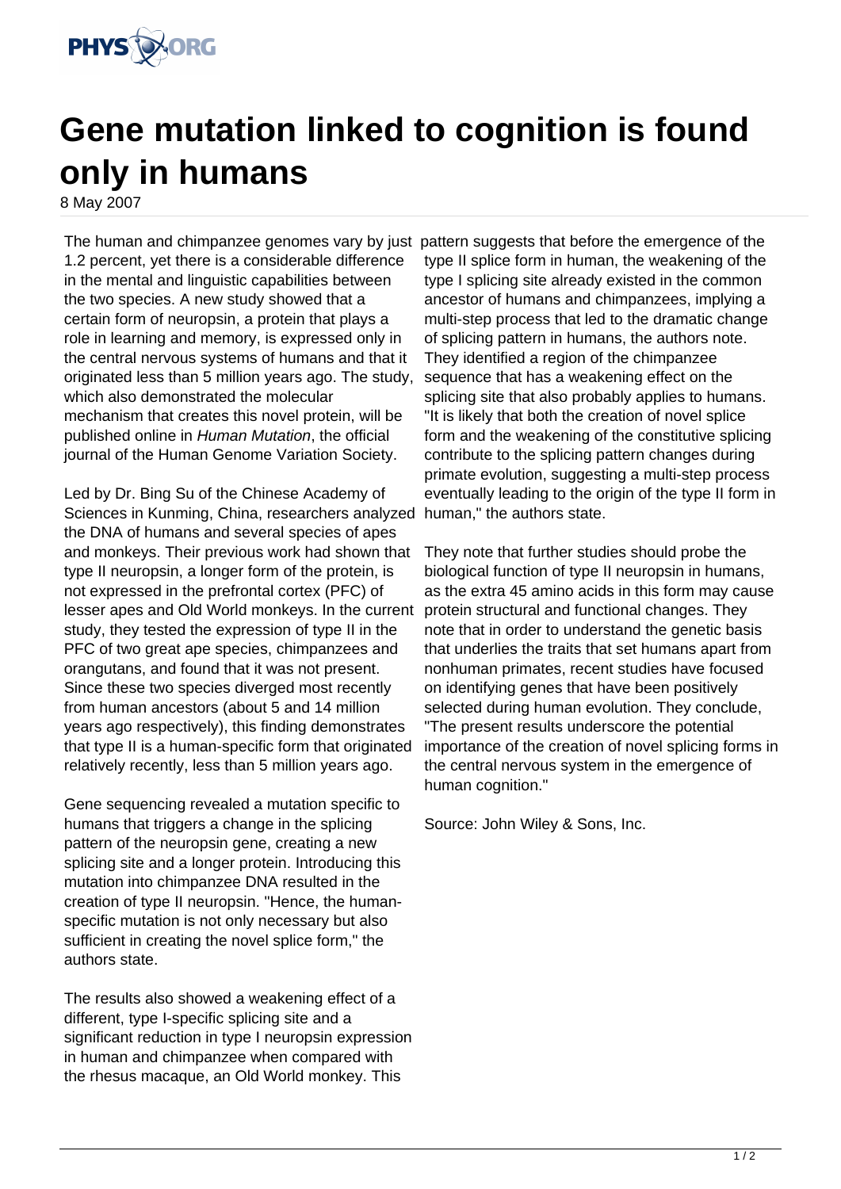# Gene mutation linked to cognition is found only in humans

8 May 2007

The human and chimpanzee genomes vary by just 1.2 percent, yet there is a considerable difference in the mental and linguistic capabilities between the two species. A new study showed that a certain form of neuropsin, a protein that plays a role in learning and memory, is expressed only in the central nervous systems of humans and that it originated less than 5 million years ago. The study, which also demonstrated the molecular mechanism that creates this novel protein, will be published online in *Human Mutation*, the official journal of the Human Genome Variation Society.

Led by Dr. Bing Su of the Chinese Academy of Sciences in Kunming, China, researchers analyzed the DNA of humans and several species of apes and monkeys. Their previous work had shown that type II neuropsin, a longer form of the protein, is not expressed in the prefrontal cortex (PFC) of lesser apes and Old World monkeys. In the current study, they tested the expression of type II in the PFC of two great ape species, chimpanzees and orangutans, and found that it was not present. Since these two species diverged most recently from human ancestors (about 5 and 14 million years ago respectively), this finding demonstrates that type II is a human-specific form that originated relatively recently, less than 5 million years ago.

Gene sequencing revealed a mutation specific to humans that triggers a change in the splicing pattern of the neuropsin gene, creating a new splicing site and a longer protein. Introducing this mutation into chimpanzee DNA resulted in the creation of type II neuropsin. "Hence, the human-specific mutation is not only necessary but also sufficient in creating the novel splice form," the authors state.

The results also showed a weakening effect of a different, type I-specific splicing site and a significant reduction in type I neuropsin expression in human and chimpanzee when compared with the rhesus macaque, an Old World monkey. This pattern suggests that before the emergence of the type II splice form in human, the weakening of the type I splicing site already existed in the common ancestor of humans and chimpanzees, implying a multi-step process that led to the dramatic change of splicing pattern in humans, the authors note. They identified a region of the chimpanzee sequence that has a weakening effect on the splicing site that also probably applies to humans. "It is likely that both the creation of novel splice form and the weakening of the constitutive splicing contribute to the splicing pattern changes during primate evolution, suggesting a multi-step process eventually leading to the origin of the type II form in human," the authors state.

They note that further studies should probe the biological function of type II neuropsin in humans, as the extra 45 amino acids in this form may cause protein structural and functional changes. They note that in order to understand the genetic basis that underlies the traits that set humans apart from nonhuman primates, recent studies have focused on identifying genes that have been positively selected during human evolution. They conclude, "The present results underscore the potential importance of the creation of novel splicing forms in the central nervous system in the emergence of human cognition."

Source: John Wiley & Sons, Inc.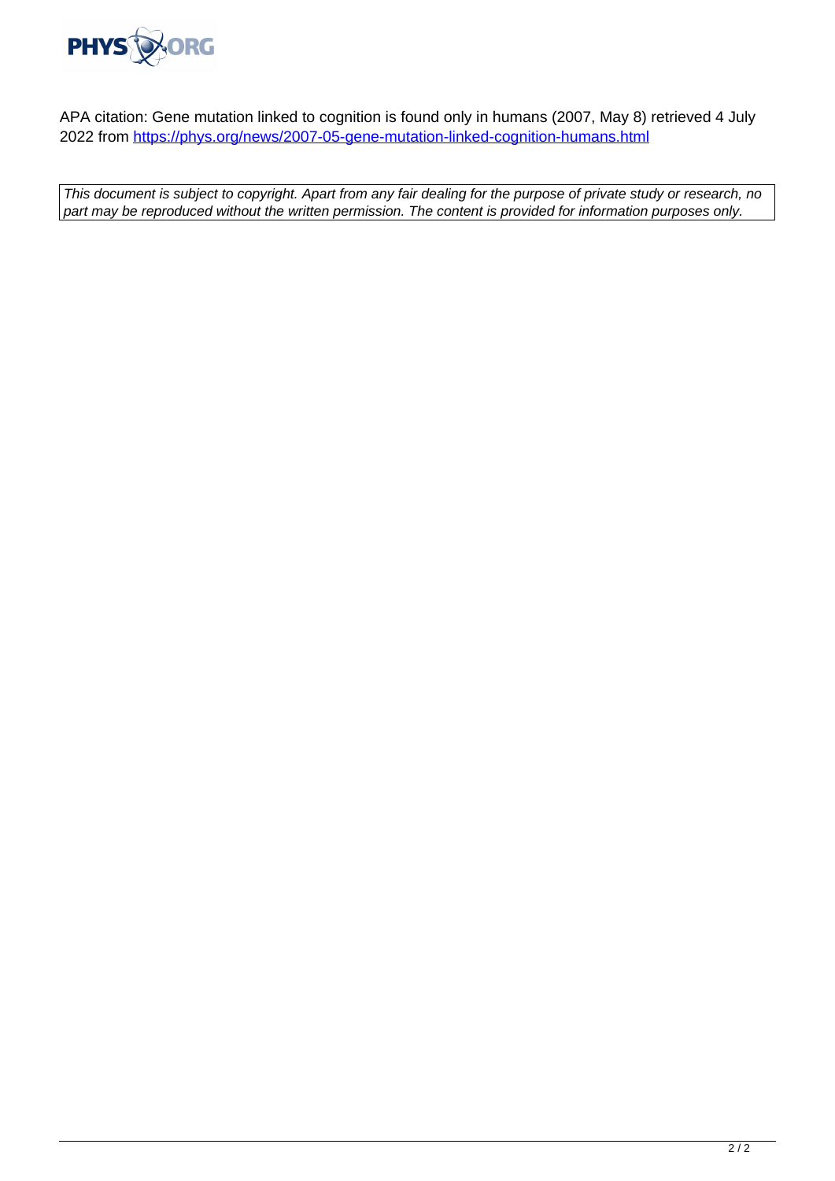APA citation: Gene mutation linked to cognition is found only in humans (2007, May 8) retrieved 4 July 2022 from https://phys.org/news/2007-05-gene-mutation-linked-cognition-humans.html

*This document is subject to copyright. Apart from any fair dealing for the purpose of private study or research, no part may be reproduced without the written permission. The content is provided for information purposes only.*